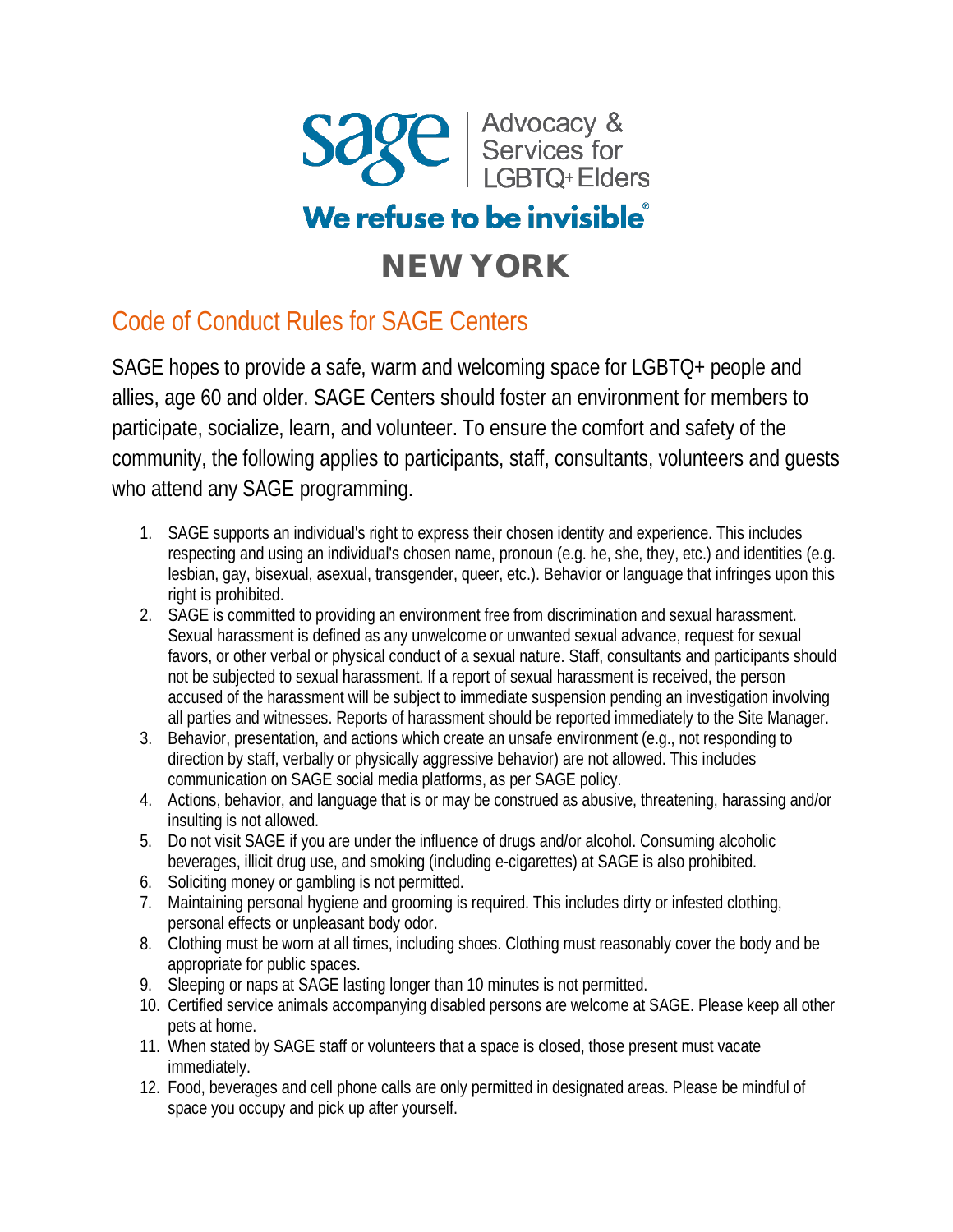sage | Advocacy & Services for LGBTQ+ Elders

We refuse to be invisible®

NEW YORK

## Code of Conduct Rules for SAGE Centers

SAGE hopes to provide a safe, warm and welcoming space for LGBTQ+ people and allies, age 60 and older. SAGE Centers should foster an environment for members to participate, socialize, learn, and volunteer. To ensure the comfort and safety of the community, the following applies to participants, staff, consultants, volunteers and guests who attend any SAGE programming.

1. SAGE supports an individual's right to express their chosen identity and experience. This includes respecting and using an individual's chosen name, pronoun (e.g. he, she, they, etc.) and identities (e.g. lesbian, gay, bisexual, asexual, transgender, queer, etc.). Behavior or language that infringes upon this right is prohibited.
2. SAGE is committed to providing an environment free from discrimination and sexual harassment. Sexual harassment is defined as any unwelcome or unwanted sexual advance, request for sexual favors, or other verbal or physical conduct of a sexual nature. Staff, consultants and participants should not be subjected to sexual harassment. If a report of sexual harassment is received, the person accused of the harassment will be subject to immediate suspension pending an investigation involving all parties and witnesses. Reports of harassment should be reported immediately to the Site Manager.
3. Behavior, presentation, and actions which create an unsafe environment (e.g., not responding to direction by staff, verbally or physically aggressive behavior) are not allowed. This includes communication on SAGE social media platforms, as per SAGE policy.
4. Actions, behavior, and language that is or may be construed as abusive, threatening, harassing and/or insulting is not allowed.
5. Do not visit SAGE if you are under the influence of drugs and/or alcohol. Consuming alcoholic beverages, illicit drug use, and smoking (including e-cigarettes) at SAGE is also prohibited.
6. Soliciting money or gambling is not permitted.
7. Maintaining personal hygiene and grooming is required. This includes dirty or infested clothing, personal effects or unpleasant body odor.
8. Clothing must be worn at all times, including shoes. Clothing must reasonably cover the body and be appropriate for public spaces.
9. Sleeping or naps at SAGE lasting longer than 10 minutes is not permitted.
10. Certified service animals accompanying disabled persons are welcome at SAGE. Please keep all other pets at home.
11. When stated by SAGE staff or volunteers that a space is closed, those present must vacate immediately.
12. Food, beverages and cell phone calls are only permitted in designated areas. Please be mindful of space you occupy and pick up after yourself.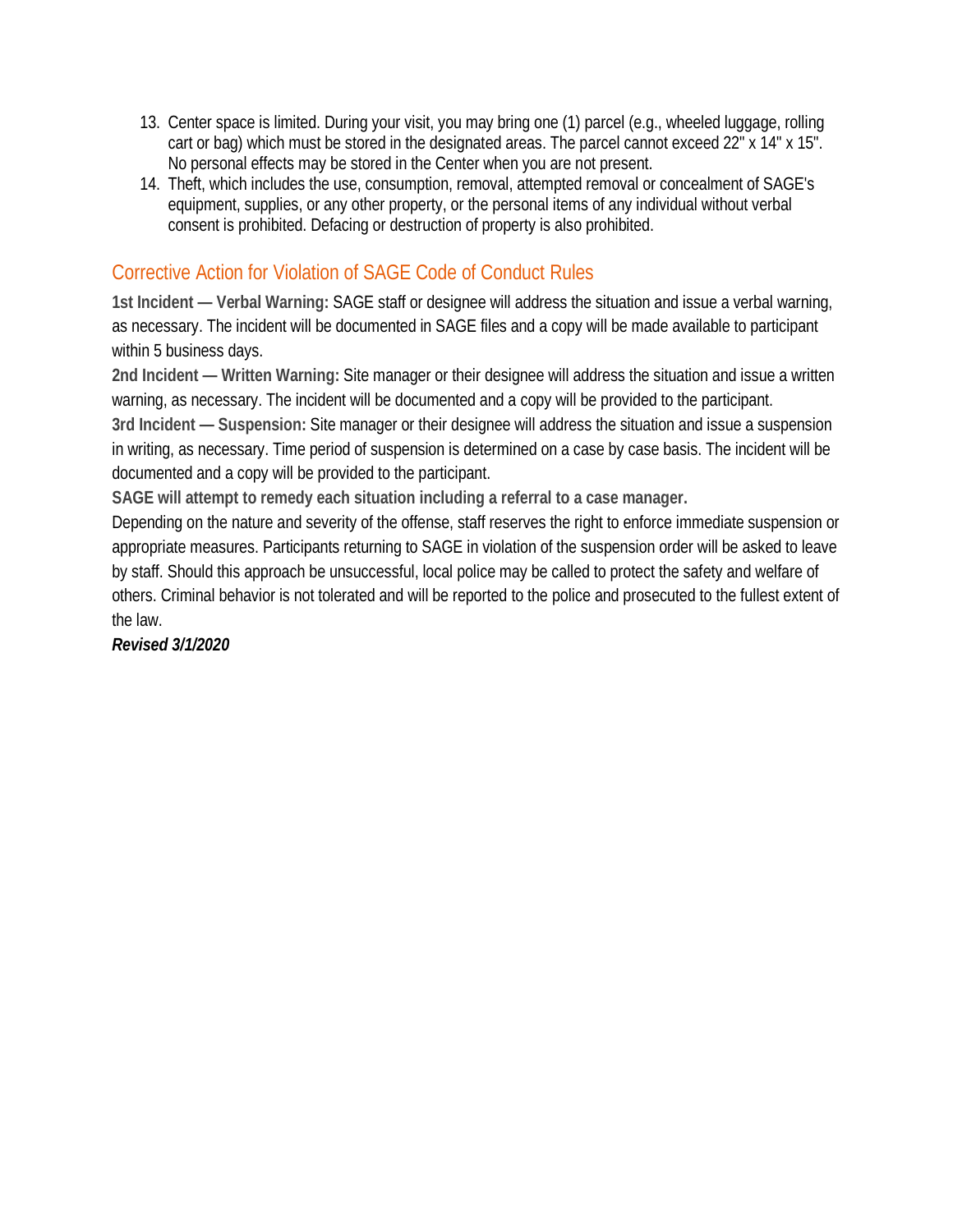13. Center space is limited. During your visit, you may bring one (1) parcel (e.g., wheeled luggage, rolling cart or bag) which must be stored in the designated areas. The parcel cannot exceed 22" x 14" x 15". No personal effects may be stored in the Center when you are not present.
14. Theft, which includes the use, consumption, removal, attempted removal or concealment of SAGE's equipment, supplies, or any other property, or the personal items of any individual without verbal consent is prohibited. Defacing or destruction of property is also prohibited.

## Corrective Action for Violation of SAGE Code of Conduct Rules

**1st Incident — Verbal Warning:** SAGE staff or designee will address the situation and issue a verbal warning, as necessary. The incident will be documented in SAGE files and a copy will be made available to participant within 5 business days.

**2nd Incident — Written Warning:** Site manager or their designee will address the situation and issue a written warning, as necessary. The incident will be documented and a copy will be provided to the participant.

**3rd Incident — Suspension:** Site manager or their designee will address the situation and issue a suspension in writing, as necessary. Time period of suspension is determined on a case by case basis. The incident will be documented and a copy will be provided to the participant.

**SAGE will attempt to remedy each situation including a referral to a case manager.**

Depending on the nature and severity of the offense, staff reserves the right to enforce immediate suspension or appropriate measures. Participants returning to SAGE in violation of the suspension order will be asked to leave by staff. Should this approach be unsuccessful, local police may be called to protect the safety and welfare of others. Criminal behavior is not tolerated and will be reported to the police and prosecuted to the fullest extent of the law.

***Revised 3/1/2020***